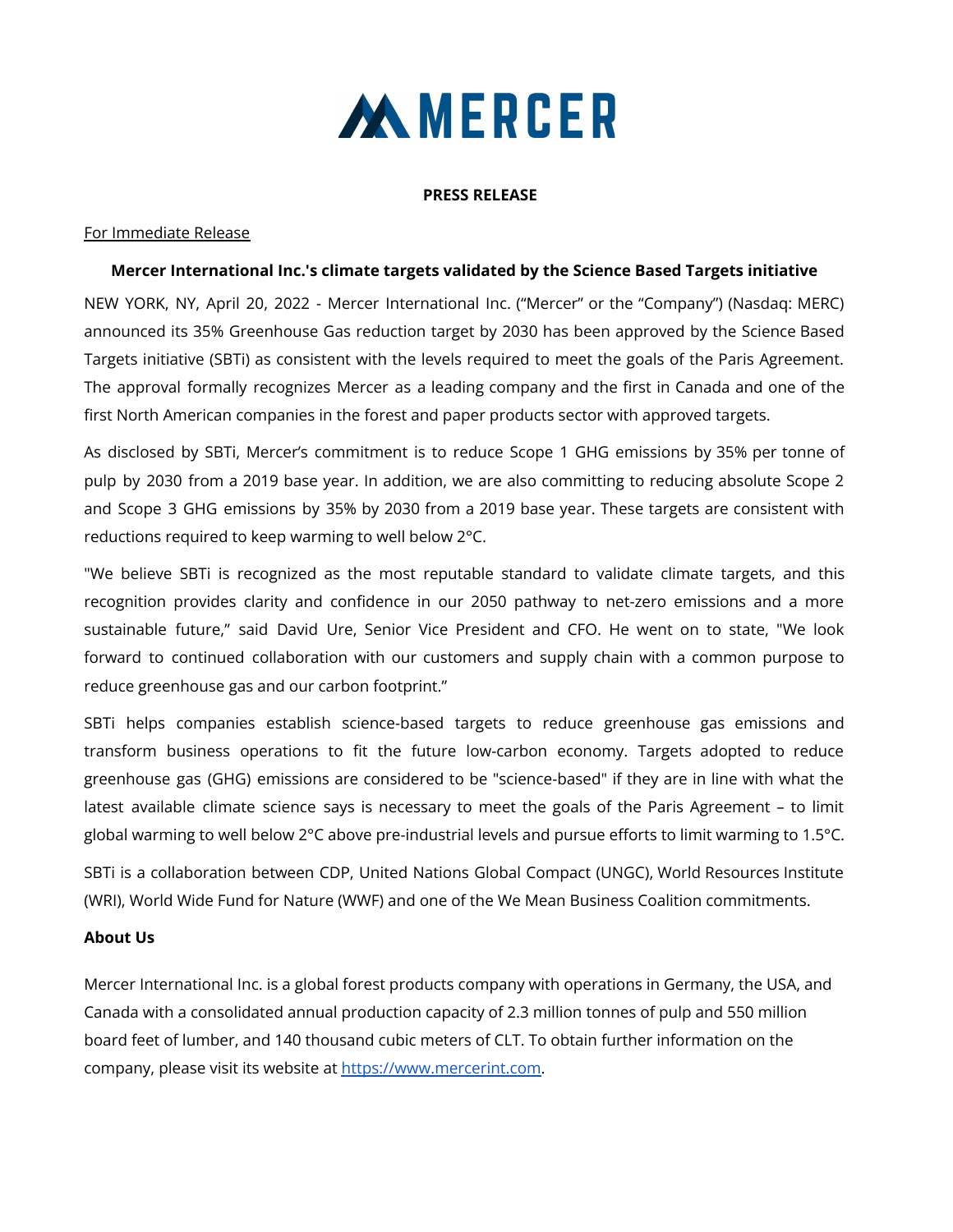MERCER

**PRESS RELEASE**

For Immediate Release

**Mercer International Inc.'s climate targets validated by the Science Based Targets initiative**

NEW YORK, NY, April 20, 2022 - Mercer International Inc. (“Mercer” or the “Company”) (Nasdaq: MERC) announced its 35% Greenhouse Gas reduction target by 2030 has been approved by the Science Based Targets initiative (SBTi) as consistent with the levels required to meet the goals of the Paris Agreement. The approval formally recognizes Mercer as a leading company and the first in Canada and one of the first North American companies in the forest and paper products sector with approved targets.

As disclosed by SBTi, Mercer’s commitment is to reduce Scope 1 GHG emissions by 35% per tonne of pulp by 2030 from a 2019 base year. In addition, we are also committing to reducing absolute Scope 2 and Scope 3 GHG emissions by 35% by 2030 from a 2019 base year. These targets are consistent with reductions required to keep warming to well below 2°C.

"We believe SBTi is recognized as the most reputable standard to validate climate targets, and this recognition provides clarity and confidence in our 2050 pathway to net-zero emissions and a more sustainable future,” said David Ure, Senior Vice President and CFO. He went on to state, "We look forward to continued collaboration with our customers and supply chain with a common purpose to reduce greenhouse gas and our carbon footprint.”

SBTi helps companies establish science-based targets to reduce greenhouse gas emissions and transform business operations to fit the future low-carbon economy. Targets adopted to reduce greenhouse gas (GHG) emissions are considered to be "science-based" if they are in line with what the latest available climate science says is necessary to meet the goals of the Paris Agreement – to limit global warming to well below 2°C above pre-industrial levels and pursue efforts to limit warming to 1.5°C.

SBTi is a collaboration between CDP, United Nations Global Compact (UNGC), World Resources Institute (WRI), World Wide Fund for Nature (WWF) and one of the We Mean Business Coalition commitments.

**About Us**

Mercer International Inc. is a global forest products company with operations in Germany, the USA, and Canada with a consolidated annual production capacity of 2.3 million tonnes of pulp and 550 million board feet of lumber, and 140 thousand cubic meters of CLT. To obtain further information on the company, please visit its website at https://www.mercerint.com.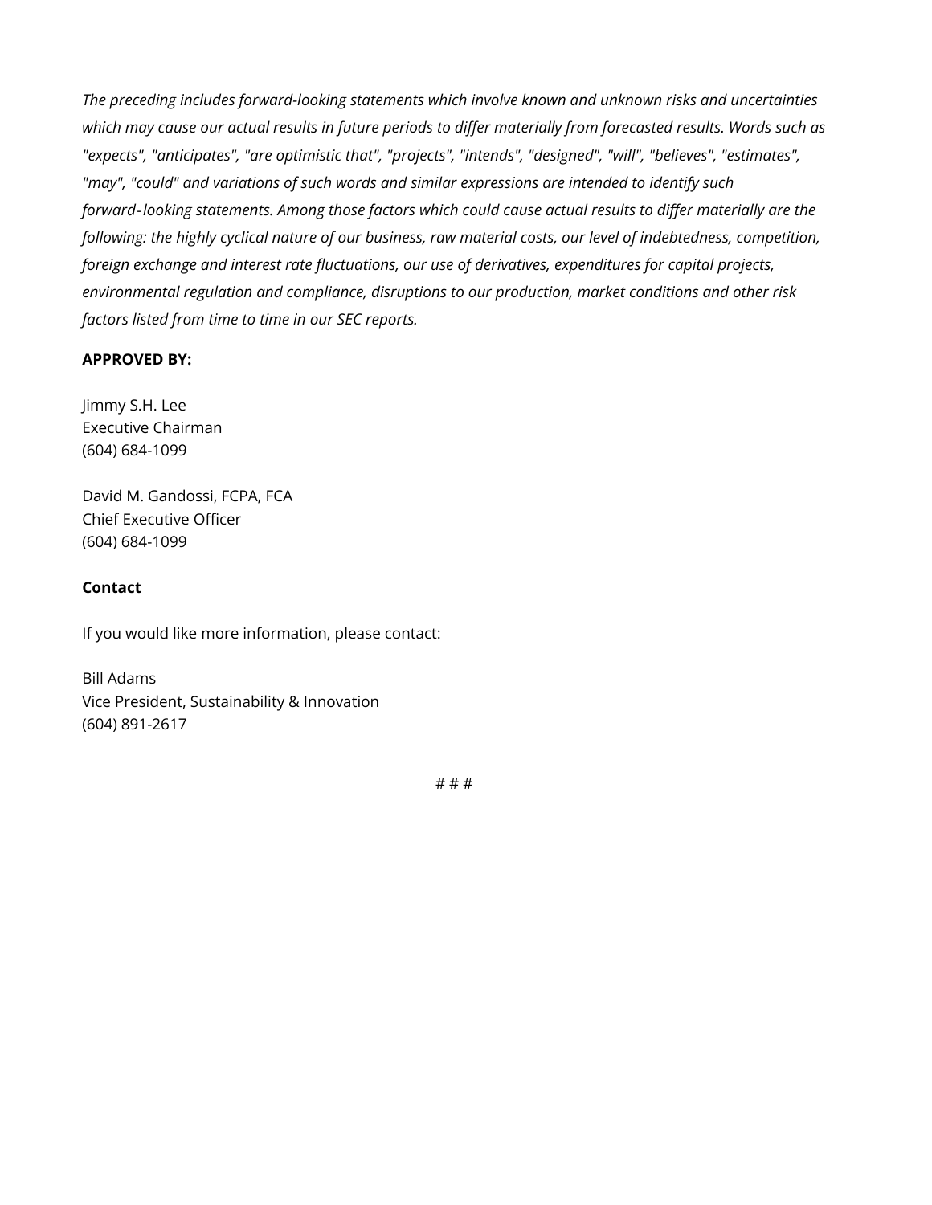*The preceding includes forward-looking statements which involve known and unknown risks and uncertainties which may cause our actual results in future periods to differ materially from forecasted results. Words such as "expects", "anticipates", "are optimistic that", "projects", "intends", "designed", "will", "believes", "estimates", "may", "could" and variations of such words and similar expressions are intended to identify such forward-looking statements. Among those factors which could cause actual results to differ materially are the following: the highly cyclical nature of our business, raw material costs, our level of indebtedness, competition, foreign exchange and interest rate fluctuations, our use of derivatives, expenditures for capital projects, environmental regulation and compliance, disruptions to our production, market conditions and other risk factors listed from time to time in our SEC reports.*

**APPROVED BY:**

Jimmy S.H. Lee
Executive Chairman
(604) 684-1099

David M. Gandossi, FCPA, FCA
Chief Executive Officer
(604) 684-1099

**Contact**

If you would like more information, please contact:

Bill Adams
Vice President, Sustainability & Innovation
(604) 891-2617

# # #